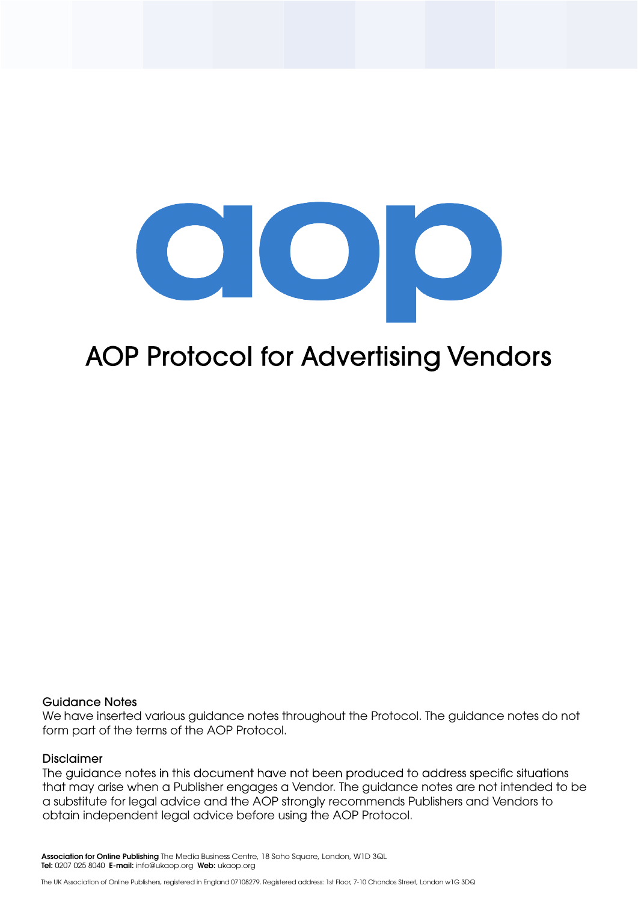aop

# AOP Protocol for Advertising Vendors

### Guidance Notes

We have inserted various guidance notes throughout the Protocol. The guidance notes do not form part of the terms of the AOP Protocol.

### Disclaimer

The guidance notes in this document have not been produced to address specific situations that may arise when a Publisher engages a Vendor. The guidance notes are not intended to be a substitute for legal advice and the AOP strongly recommends Publishers and Vendors to obtain independent legal advice before using the AOP Protocol.

**Association for Online Publishing** The Media Business Centre, 18 Soho Square, London, W1D 3QL
**Tel:** 0207 025 8040 **E-mail:** info@ukaop.org **Web:** ukaop.org

The UK Association of Online Publishers, registered in England 07108279. Registered address: 1st Floor, 7-10 Chandos Street, London w1G 3DQ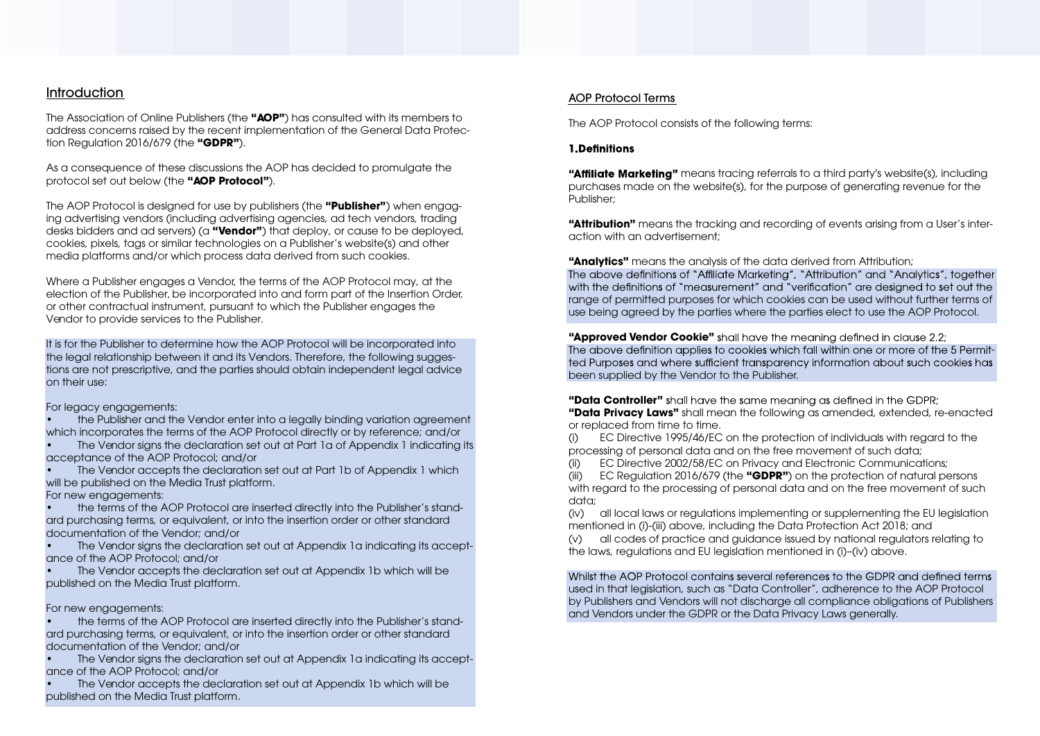## Introduction

The Association of Online Publishers (the **"AOP"**) has consulted with its members to address concerns raised by the recent implementation of the General Data Protection Regulation 2016/679 (the **"GDPR"**).

As a consequence of these discussions the AOP has decided to promulgate the protocol set out below (the **"AOP Protocol"**).

The AOP Protocol is designed for use by publishers (the **"Publisher"**) when engaging advertising vendors (including advertising agencies, ad tech vendors, trading desks bidders and ad servers) (a **"Vendor"**) that deploy, or cause to be deployed, cookies, pixels, tags or similar technologies on a Publisher's website(s) and other media platforms and/or which process data derived from such cookies.

Where a Publisher engages a Vendor, the terms of the AOP Protocol may, at the election of the Publisher, be incorporated into and form part of the Insertion Order, or other contractual instrument, pursuant to which the Publisher engages the Vendor to provide services to the Publisher.

It is for the Publisher to determine how the AOP Protocol will be incorporated into the legal relationship between it and its Vendors. Therefore, the following suggestions are not prescriptive, and the parties should obtain independent legal advice on their use:

For legacy engagements:

- the Publisher and the Vendor enter into a legally binding variation agreement which incorporates the terms of the AOP Protocol directly or by reference; and/or
- The Vendor signs the declaration set out at Part 1a of Appendix 1 indicating its acceptance of the AOP Protocol; and/or
- The Vendor accepts the declaration set out at Part 1b of Appendix 1 which will be published on the Media Trust platform.

For new engagements:

- the terms of the AOP Protocol are inserted directly into the Publisher's standard purchasing terms, or equivalent, or into the insertion order or other standard documentation of the Vendor; and/or
- The Vendor signs the declaration set out at Appendix 1a indicating its acceptance of the AOP Protocol; and/or
- The Vendor accepts the declaration set out at Appendix 1b which will be published on the Media Trust platform.

For new engagements:

- the terms of the AOP Protocol are inserted directly into the Publisher's standard purchasing terms, or equivalent, or into the insertion order or other standard documentation of the Vendor; and/or
- The Vendor signs the declaration set out at Appendix 1a indicating its acceptance of the AOP Protocol; and/or
- The Vendor accepts the declaration set out at Appendix 1b which will be published on the Media Trust platform.

## AOP Protocol Terms

The AOP Protocol consists of the following terms:

### 1.Definitions

**"Affiliate Marketing"** means tracing referrals to a third party's website(s), including purchases made on the website(s), for the purpose of generating revenue for the Publisher;

**"Attribution"** means the tracking and recording of events arising from a User's interaction with an advertisement;

**"Analytics"** means the analysis of the data derived from Attribution;

The above definitions of "Affiliate Marketing", "Attribution" and "Analytics", together with the definitions of "measurement" and "verification" are designed to set out the range of permitted purposes for which cookies can be used without further terms of use being agreed by the parties where the parties elect to use the AOP Protocol.

**"Approved Vendor Cookie"** shall have the meaning defined in clause 2.2;

The above definition applies to cookies which fall within one or more of the 5 Permitted Purposes and where sufficient transparency information about such cookies has been supplied by the Vendor to the Publisher.

**"Data Controller"** shall have the same meaning as defined in the GDPR;

**"Data Privacy Laws"** shall mean the following as amended, extended, re-enacted or replaced from time to time.

(i) EC Directive 1995/46/EC on the protection of individuals with regard to the processing of personal data and on the free movement of such data;

(ii) EC Directive 2002/58/EC on Privacy and Electronic Communications;

(iii) EC Regulation 2016/679 (the **"GDPR"**) on the protection of natural persons with regard to the processing of personal data and on the free movement of such data;

(iv) all local laws or regulations implementing or supplementing the EU legislation mentioned in (i)-(iii) above, including the Data Protection Act 2018; and

(v) all codes of practice and guidance issued by national regulators relating to the laws, regulations and EU legislation mentioned in (i)–(iv) above.

Whilst the AOP Protocol contains several references to the GDPR and defined terms used in that legislation, such as "Data Controller", adherence to the AOP Protocol by Publishers and Vendors will not discharge all compliance obligations of Publishers and Vendors under the GDPR or the Data Privacy Laws generally.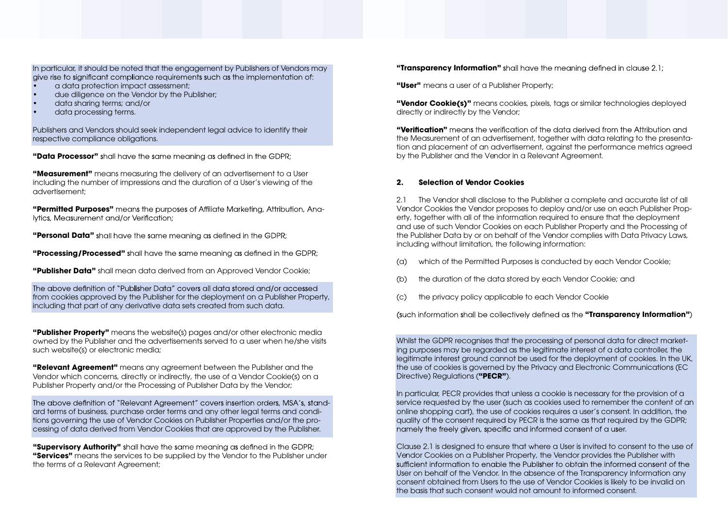In particular, it should be noted that the engagement by Publishers of Vendors may give rise to significant compliance requirements such as the implementation of:

- a data protection impact assessment;
- due diligence on the Vendor by the Publisher;
- data sharing terms; and/or
- data processing terms.

Publishers and Vendors should seek independent legal advice to identify their respective compliance obligations.

**"Data Processor"** shall have the same meaning as defined in the GDPR;

**"Measurement"** means measuring the delivery of an advertisement to a User including the number of impressions and the duration of a User's viewing of the advertisement;

**"Permitted Purposes"** means the purposes of Affiliate Marketing, Attribution, Analytics, Measurement and/or Verification;

**"Personal Data"** shall have the same meaning as defined in the GDPR;

**"Processing/Processed"** shall have the same meaning as defined in the GDPR;

**"Publisher Data"** shall mean data derived from an Approved Vendor Cookie;

The above definition of "Publisher Data" covers all data stored and/or accessed from cookies approved by the Publisher for the deployment on a Publisher Property, including that part of any derivative data sets created from such data.

**"Publisher Property"** means the website(s) pages and/or other electronic media owned by the Publisher and the advertisements served to a user when he/she visits such website(s) or electronic media;

**"Relevant Agreement"** means any agreement between the Publisher and the Vendor which concerns, directly or indirectly, the use of a Vendor Cookie(s) on a Publisher Property and/or the Processing of Publisher Data by the Vendor;

The above definition of "Relevant Agreement" covers insertion orders, MSA's, standard terms of business, purchase order terms and any other legal terms and conditions governing the use of Vendor Cookies on Publisher Properties and/or the processing of data derived from Vendor Cookies that are approved by the Publisher.

**"Supervisory Authority"** shall have the same meaning as defined in the GDPR;
**"Services"** means the services to be supplied by the Vendor to the Publisher under the terms of a Relevant Agreement;

**"Transparency Information"** shall have the meaning defined in clause 2.1;

**"User"** means a user of a Publisher Property;

**"Vendor Cookie(s)"** means cookies, pixels, tags or similar technologies deployed directly or indirectly by the Vendor;

**"Verification"** means the verification of the data derived from the Attribution and the Measurement of an advertisement, together with data relating to the presentation and placement of an advertisement, against the performance metrics agreed by the Publisher and the Vendor in a Relevant Agreement.

## 2. Selection of Vendor Cookies

2.1 The Vendor shall disclose to the Publisher a complete and accurate list of all Vendor Cookies the Vendor proposes to deploy and/or use on each Publisher Property, together with all of the information required to ensure that the deployment and use of such Vendor Cookies on each Publisher Property and the Processing of the Publisher Data by or on behalf of the Vendor complies with Data Privacy Laws, including without limitation, the following information:

(a) which of the Permitted Purposes is conducted by each Vendor Cookie;

(b) the duration of the data stored by each Vendor Cookie; and

(c) the privacy policy applicable to each Vendor Cookie

(such information shall be collectively defined as the **"Transparency Information"**)

Whilst the GDPR recognises that the processing of personal data for direct marketing purposes may be regarded as the legitimate interest of a data controller, the legitimate interest ground cannot be used for the deployment of cookies. In the UK, the use of cookies is governed by the Privacy and Electronic Communications (EC Directive) Regulations (**"PECR"**).

In particular, PECR provides that unless a cookie is necessary for the provision of a service requested by the user (such as cookies used to remember the content of an online shopping cart), the use of cookies requires a user's consent. In addition, the quality of the consent required by PECR is the same as that required by the GDPR; namely the freely given, specific and informed consent of a user.

Clause 2.1 is designed to ensure that where a User is invited to consent to the use of Vendor Cookies on a Publisher Property, the Vendor provides the Publisher with sufficient information to enable the Publisher to obtain the informed consent of the User on behalf of the Vendor. In the absence of the Transparency Information any consent obtained from Users to the use of Vendor Cookies is likely to be invalid on the basis that such consent would not amount to informed consent.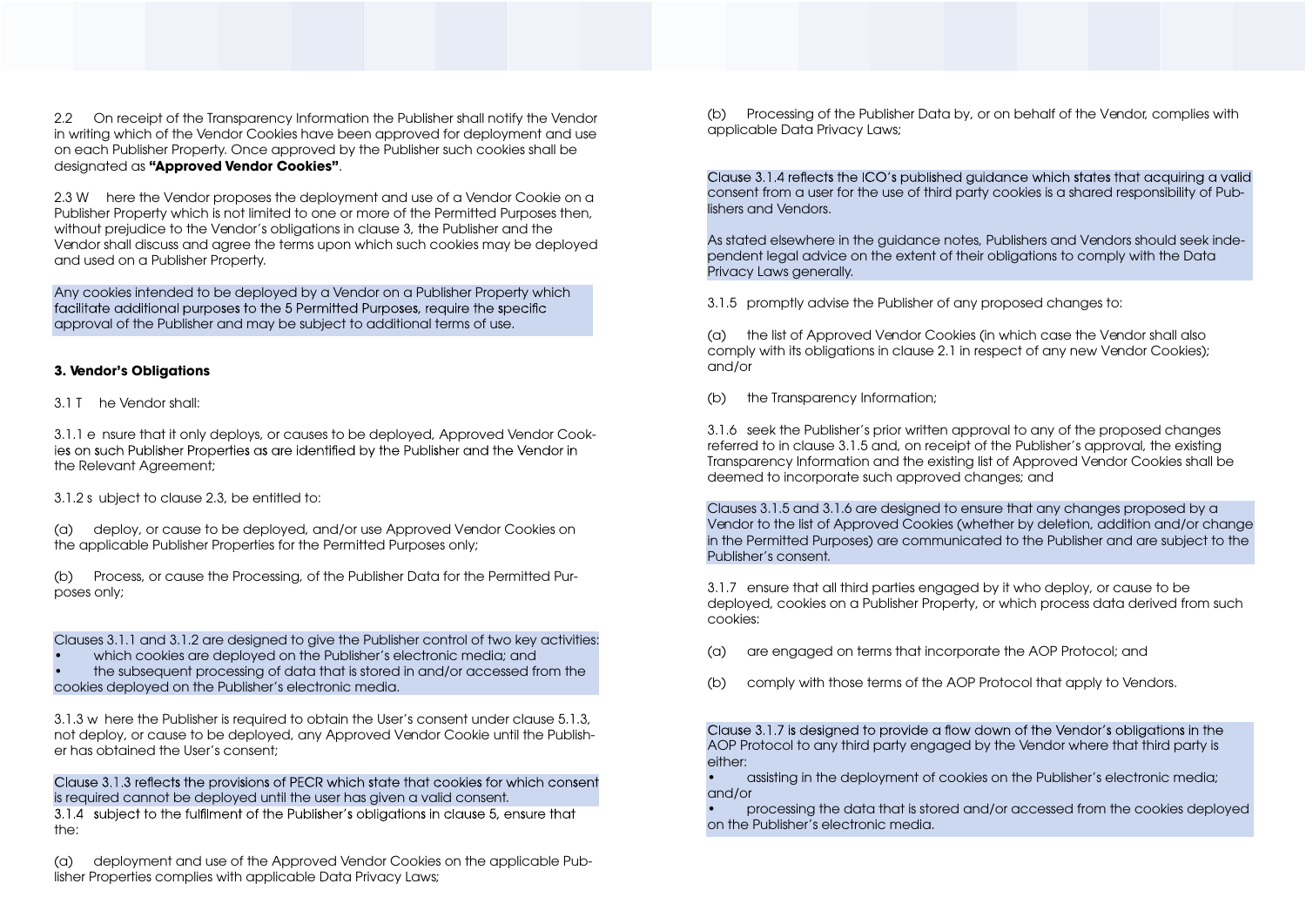2.2 On receipt of the Transparency Information the Publisher shall notify the Vendor in writing which of the Vendor Cookies have been approved for deployment and use on each Publisher Property. Once approved by the Publisher such cookies shall be designated as **"Approved Vendor Cookies"**.

2.3 Where the Vendor proposes the deployment and use of a Vendor Cookie on a Publisher Property which is not limited to one or more of the Permitted Purposes then, without prejudice to the Vendor's obligations in clause 3, the Publisher and the Vendor shall discuss and agree the terms upon which such cookies may be deployed and used on a Publisher Property.

Any cookies intended to be deployed by a Vendor on a Publisher Property which facilitate additional purposes to the 5 Permitted Purposes, require the specific approval of the Publisher and may be subject to additional terms of use.

### 3. Vendor's Obligations

3.1 The Vendor shall:

3.1.1 ensure that it only deploys, or causes to be deployed, Approved Vendor Cookies on such Publisher Properties as are identified by the Publisher and the Vendor in the Relevant Agreement;

3.1.2 subject to clause 2.3, be entitled to:

(a) deploy, or cause to be deployed, and/or use Approved Vendor Cookies on the applicable Publisher Properties for the Permitted Purposes only;

(b) Process, or cause the Processing, of the Publisher Data for the Permitted Purposes only;

Clauses 3.1.1 and 3.1.2 are designed to give the Publisher control of two key activities:

- which cookies are deployed on the Publisher's electronic media; and
- the subsequent processing of data that is stored in and/or accessed from the cookies deployed on the Publisher's electronic media.

3.1.3 where the Publisher is required to obtain the User's consent under clause 5.1.3, not deploy, or cause to be deployed, any Approved Vendor Cookie until the Publisher has obtained the User's consent;

Clause 3.1.3 reflects the provisions of PECR which state that cookies for which consent is required cannot be deployed until the user has given a valid consent.

3.1.4 subject to the fulfilment of the Publisher's obligations in clause 5, ensure that the:

(a) deployment and use of the Approved Vendor Cookies on the applicable Publisher Properties complies with applicable Data Privacy Laws;

(b) Processing of the Publisher Data by, or on behalf of the Vendor, complies with applicable Data Privacy Laws;

Clause 3.1.4 reflects the ICO's published guidance which states that acquiring a valid consent from a user for the use of third party cookies is a shared responsibility of Publishers and Vendors.

As stated elsewhere in the guidance notes, Publishers and Vendors should seek independent legal advice on the extent of their obligations to comply with the Data Privacy Laws generally.

3.1.5 promptly advise the Publisher of any proposed changes to:

(a) the list of Approved Vendor Cookies (in which case the Vendor shall also comply with its obligations in clause 2.1 in respect of any new Vendor Cookies); and/or

(b) the Transparency Information;

3.1.6 seek the Publisher's prior written approval to any of the proposed changes referred to in clause 3.1.5 and, on receipt of the Publisher's approval, the existing Transparency Information and the existing list of Approved Vendor Cookies shall be deemed to incorporate such approved changes; and

Clauses 3.1.5 and 3.1.6 are designed to ensure that any changes proposed by a Vendor to the list of Approved Cookies (whether by deletion, addition and/or change in the Permitted Purposes) are communicated to the Publisher and are subject to the Publisher's consent.

3.1.7 ensure that all third parties engaged by it who deploy, or cause to be deployed, cookies on a Publisher Property, or which process data derived from such cookies:

(a) are engaged on terms that incorporate the AOP Protocol; and

(b) comply with those terms of the AOP Protocol that apply to Vendors.

Clause 3.1.7 is designed to provide a flow down of the Vendor's obligations in the AOP Protocol to any third party engaged by the Vendor where that third party is either:

- assisting in the deployment of cookies on the Publisher's electronic media; and/or
- processing the data that is stored and/or accessed from the cookies deployed on the Publisher's electronic media.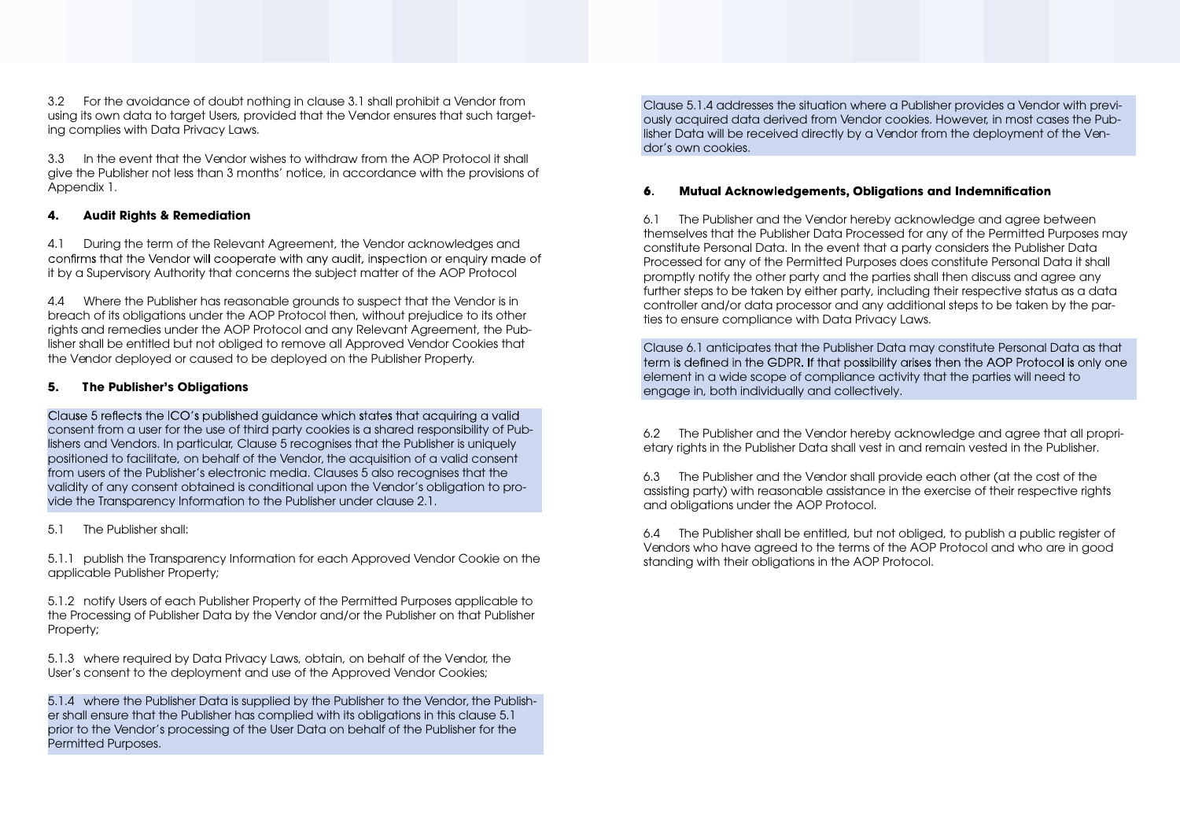3.2 For the avoidance of doubt nothing in clause 3.1 shall prohibit a Vendor from using its own data to target Users, provided that the Vendor ensures that such targeting complies with Data Privacy Laws.

3.3 In the event that the Vendor wishes to withdraw from the AOP Protocol it shall give the Publisher not less than 3 months' notice, in accordance with the provisions of Appendix 1.

#### 4. Audit Rights & Remediation

4.1 During the term of the Relevant Agreement, the Vendor acknowledges and confirms that the Vendor will cooperate with any audit, inspection or enquiry made of it by a Supervisory Authority that concerns the subject matter of the AOP Protocol

4.4 Where the Publisher has reasonable grounds to suspect that the Vendor is in breach of its obligations under the AOP Protocol then, without prejudice to its other rights and remedies under the AOP Protocol and any Relevant Agreement, the Publisher shall be entitled but not obliged to remove all Approved Vendor Cookies that the Vendor deployed or caused to be deployed on the Publisher Property.

#### 5. The Publisher's Obligations

Clause 5 reflects the ICO's published guidance which states that acquiring a valid consent from a user for the use of third party cookies is a shared responsibility of Publishers and Vendors. In particular, Clause 5 recognises that the Publisher is uniquely positioned to facilitate, on behalf of the Vendor, the acquisition of a valid consent from users of the Publisher's electronic media. Clauses 5 also recognises that the validity of any consent obtained is conditional upon the Vendor's obligation to provide the Transparency Information to the Publisher under clause 2.1.

5.1 The Publisher shall:

5.1.1 publish the Transparency Information for each Approved Vendor Cookie on the applicable Publisher Property;

5.1.2 notify Users of each Publisher Property of the Permitted Purposes applicable to the Processing of Publisher Data by the Vendor and/or the Publisher on that Publisher Property;

5.1.3 where required by Data Privacy Laws, obtain, on behalf of the Vendor, the User's consent to the deployment and use of the Approved Vendor Cookies;

5.1.4 where the Publisher Data is supplied by the Publisher to the Vendor, the Publisher shall ensure that the Publisher has complied with its obligations in this clause 5.1 prior to the Vendor's processing of the User Data on behalf of the Publisher for the Permitted Purposes.

Clause 5.1.4 addresses the situation where a Publisher provides a Vendor with previously acquired data derived from Vendor cookies. However, in most cases the Publisher Data will be received directly by a Vendor from the deployment of the Vendor's own cookies.

#### 6. Mutual Acknowledgements, Obligations and Indemnification

6.1 The Publisher and the Vendor hereby acknowledge and agree between themselves that the Publisher Data Processed for any of the Permitted Purposes may constitute Personal Data. In the event that a party considers the Publisher Data Processed for any of the Permitted Purposes does constitute Personal Data it shall promptly notify the other party and the parties shall then discuss and agree any further steps to be taken by either party, including their respective status as a data controller and/or data processor and any additional steps to be taken by the parties to ensure compliance with Data Privacy Laws.

Clause 6.1 anticipates that the Publisher Data may constitute Personal Data as that term is defined in the GDPR. If that possibility arises then the AOP Protocol is only one element in a wide scope of compliance activity that the parties will need to engage in, both individually and collectively.

6.2 The Publisher and the Vendor hereby acknowledge and agree that all proprietary rights in the Publisher Data shall vest in and remain vested in the Publisher.

6.3 The Publisher and the Vendor shall provide each other (at the cost of the assisting party) with reasonable assistance in the exercise of their respective rights and obligations under the AOP Protocol.

6.4 The Publisher shall be entitled, but not obliged, to publish a public register of Vendors who have agreed to the terms of the AOP Protocol and who are in good standing with their obligations in the AOP Protocol.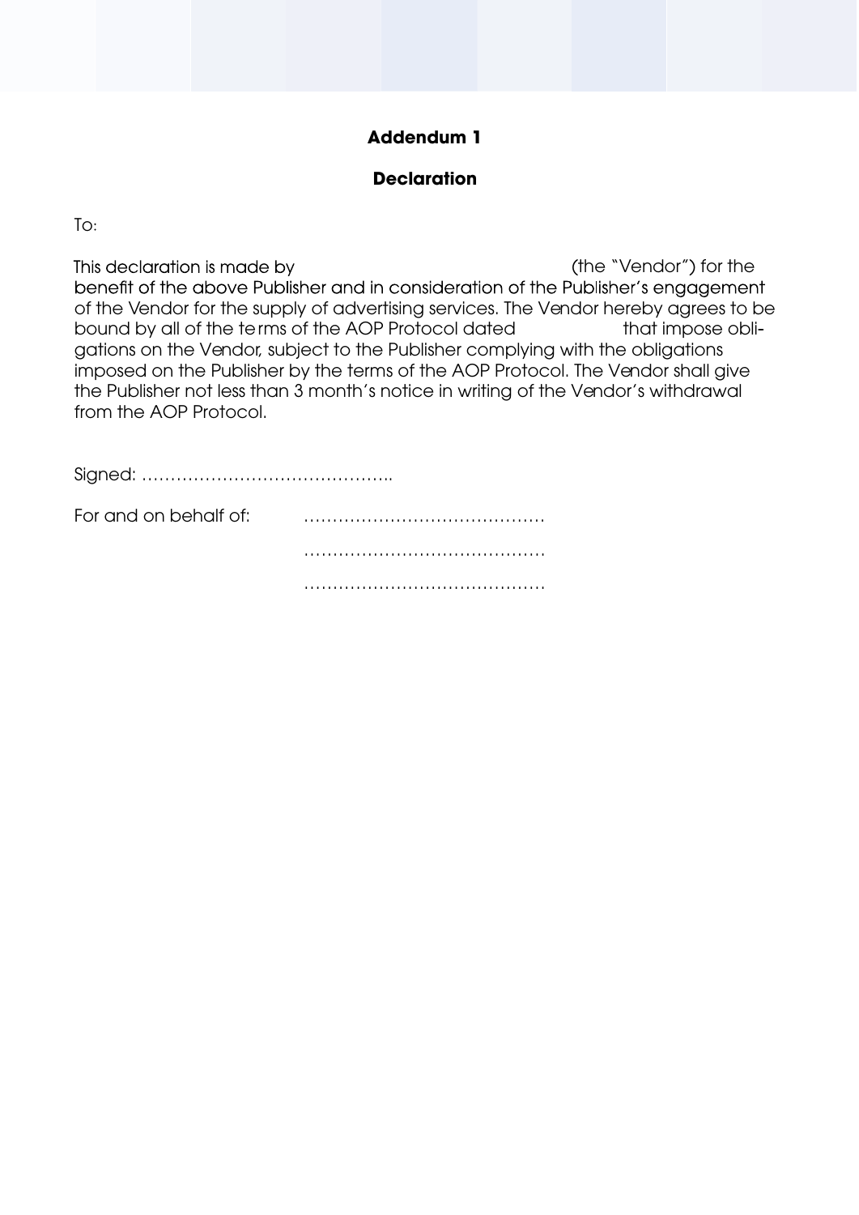## Addendum 1

### Declaration

To:

This declaration is made by (the "Vendor") for the benefit of the above Publisher and in consideration of the Publisher's engagement of the Vendor for the supply of advertising services. The Vendor hereby agrees to be bound by all of the terms of the AOP Protocol dated that impose obligations on the Vendor, subject to the Publisher complying with the obligations imposed on the Publisher by the terms of the AOP Protocol. The Vendor shall give the Publisher not less than 3 month's notice in writing of the Vendor's withdrawal from the AOP Protocol.

Signed: ……………………………………..

For and on behalf of: ……………………………………

……………………………………

……………………………………